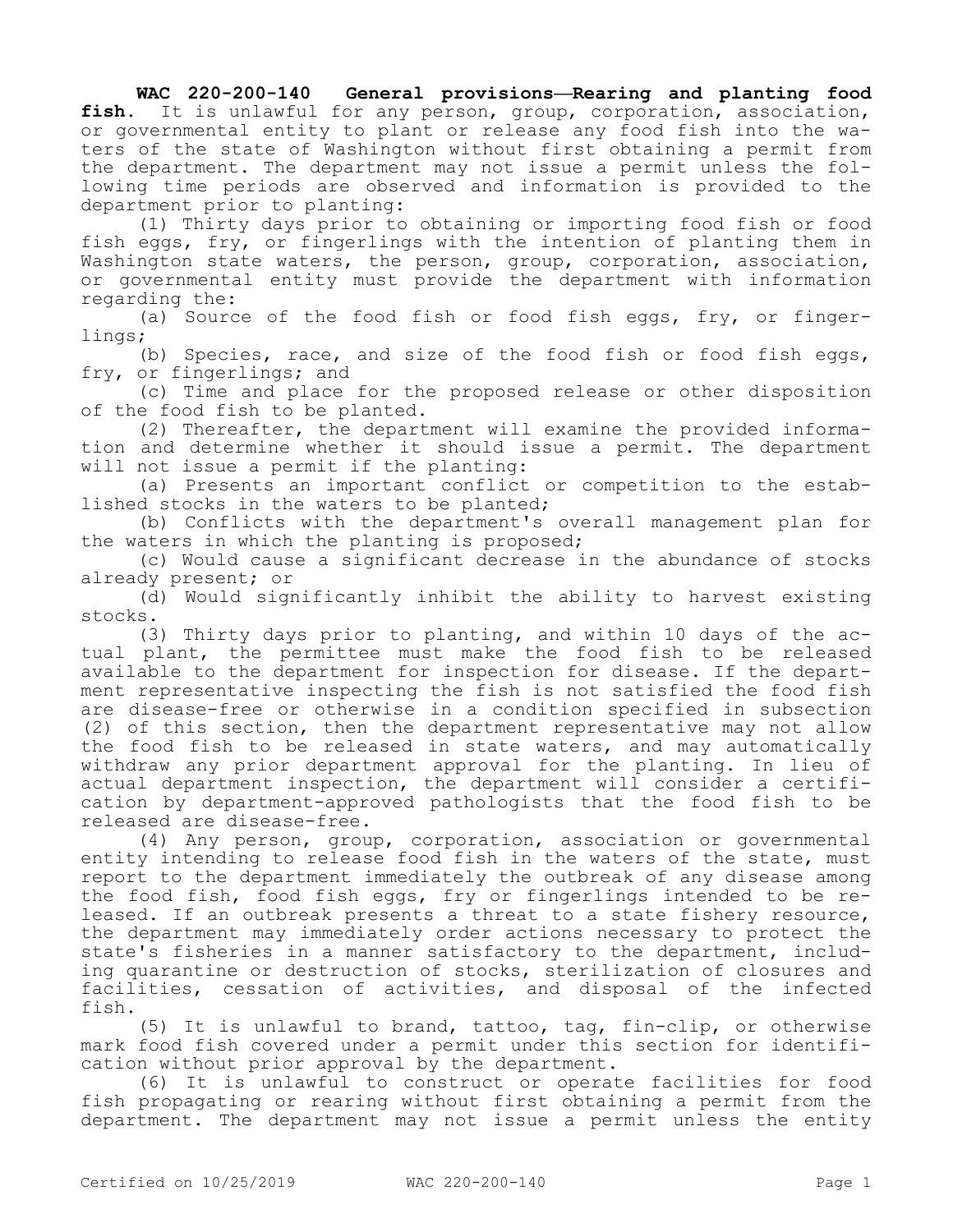**WAC 220-200-140 General provisions—Rearing and planting food fish.** It is unlawful for any person, group, corporation, association, or governmental entity to plant or release any food fish into the waters of the state of Washington without first obtaining a permit from the department. The department may not issue a permit unless the following time periods are observed and information is provided to the department prior to planting:

(1) Thirty days prior to obtaining or importing food fish or food fish eggs, fry, or fingerlings with the intention of planting them in Washington state waters, the person, group, corporation, association, or governmental entity must provide the department with information regarding the:

(a) Source of the food fish or food fish eggs, fry, or fingerlings;

(b) Species, race, and size of the food fish or food fish eggs, fry, or fingerlings; and

(c) Time and place for the proposed release or other disposition of the food fish to be planted.

(2) Thereafter, the department will examine the provided information and determine whether it should issue a permit. The department will not issue a permit if the planting:

(a) Presents an important conflict or competition to the established stocks in the waters to be planted;

(b) Conflicts with the department's overall management plan for the waters in which the planting is proposed;

(c) Would cause a significant decrease in the abundance of stocks already present; or

(d) Would significantly inhibit the ability to harvest existing stocks.

(3) Thirty days prior to planting, and within 10 days of the actual plant, the permittee must make the food fish to be released available to the department for inspection for disease. If the department representative inspecting the fish is not satisfied the food fish are disease-free or otherwise in a condition specified in subsection (2) of this section, then the department representative may not allow the food fish to be released in state waters, and may automatically withdraw any prior department approval for the planting. In lieu of actual department inspection, the department will consider a certification by department-approved pathologists that the food fish to be released are disease-free.

(4) Any person, group, corporation, association or governmental entity intending to release food fish in the waters of the state, must report to the department immediately the outbreak of any disease among the food fish, food fish eggs, fry or fingerlings intended to be released. If an outbreak presents a threat to a state fishery resource, the department may immediately order actions necessary to protect the state's fisheries in a manner satisfactory to the department, including quarantine or destruction of stocks, sterilization of closures and facilities, cessation of activities, and disposal of the infected fish.

(5) It is unlawful to brand, tattoo, tag, fin-clip, or otherwise mark food fish covered under a permit under this section for identification without prior approval by the department.

(6) It is unlawful to construct or operate facilities for food fish propagating or rearing without first obtaining a permit from the department. The department may not issue a permit unless the entity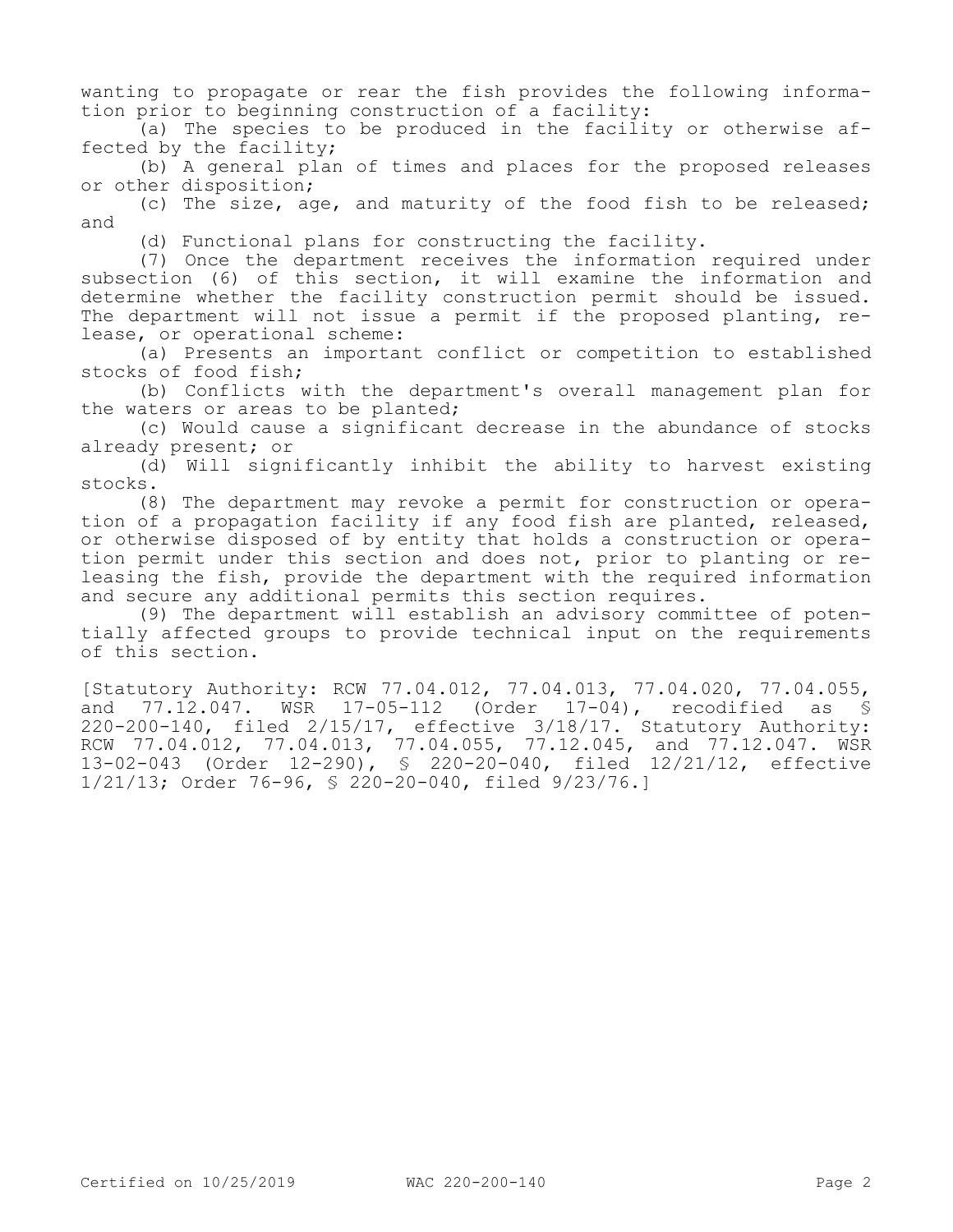wanting to propagate or rear the fish provides the following information prior to beginning construction of a facility:

(a) The species to be produced in the facility or otherwise affected by the facility;

(b) A general plan of times and places for the proposed releases or other disposition;

(c) The size, age, and maturity of the food fish to be released; and

(d) Functional plans for constructing the facility.

(7) Once the department receives the information required under subsection (6) of this section, it will examine the information and determine whether the facility construction permit should be issued. The department will not issue a permit if the proposed planting, release, or operational scheme:

(a) Presents an important conflict or competition to established stocks of food fish;

(b) Conflicts with the department's overall management plan for the waters or areas to be planted;

(c) Would cause a significant decrease in the abundance of stocks already present; or

(d) Will significantly inhibit the ability to harvest existing stocks.

(8) The department may revoke a permit for construction or operation of a propagation facility if any food fish are planted, released, or otherwise disposed of by entity that holds a construction or operation permit under this section and does not, prior to planting or releasing the fish, provide the department with the required information and secure any additional permits this section requires.

(9) The department will establish an advisory committee of potentially affected groups to provide technical input on the requirements of this section.

[Statutory Authority: RCW 77.04.012, 77.04.013, 77.04.020, 77.04.055, and 77.12.047. WSR 17-05-112 (Order 17-04), recodified as § 220-200-140, filed 2/15/17, effective 3/18/17. Statutory Authority: RCW 77.04.012, 77.04.013, 77.04.055, 77.12.045, and 77.12.047. WSR 13-02-043 (Order 12-290), § 220-20-040, filed 12/21/12, effective 1/21/13; Order 76-96, § 220-20-040, filed 9/23/76.]